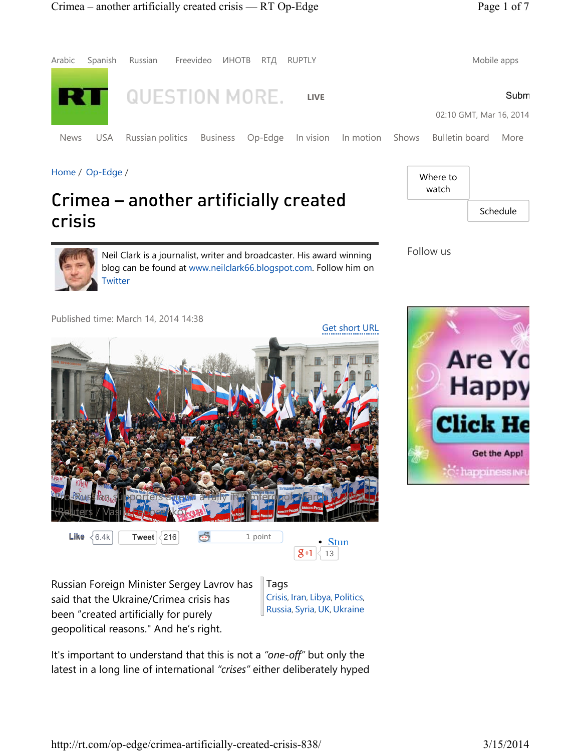Arabic Spanish Russian Freevideo ИНОТВ RTД RUPTLY Mobile apps

RT QUESTION MORE. LIVE

02:10 GMT, Mar 16, 2014

News USA Russian politics Business Op-Edge In vision In motion Shows Bulletin board More

Home / Op-Edge /

# Crimea – another artificially created crisis

Neil Clark is a journalist, writer and broadcaster. His award winning blog can be found at www.neilclark66.blogspot.com. Follow him on Twitter

Published time: March 14, 2014 14:38

Get short URL

Pro-Russian supporters attend a rally in Simferopol March 9 (Reuters / Vasily Fedosenko)

Like 6.4k Tweet 216 1 point +1 13

Tags
Crisis, Iran, Libya, Politics, Russia, Syria, UK, Ukraine

Russian Foreign Minister Sergey Lavrov has said that the Ukraine/Crimea crisis has been "created artificially for purely geopolitical reasons." And he's right.

It's important to understand that this is not a *"one-off"* but only the latest in a long line of international *"crises"* either deliberately hyped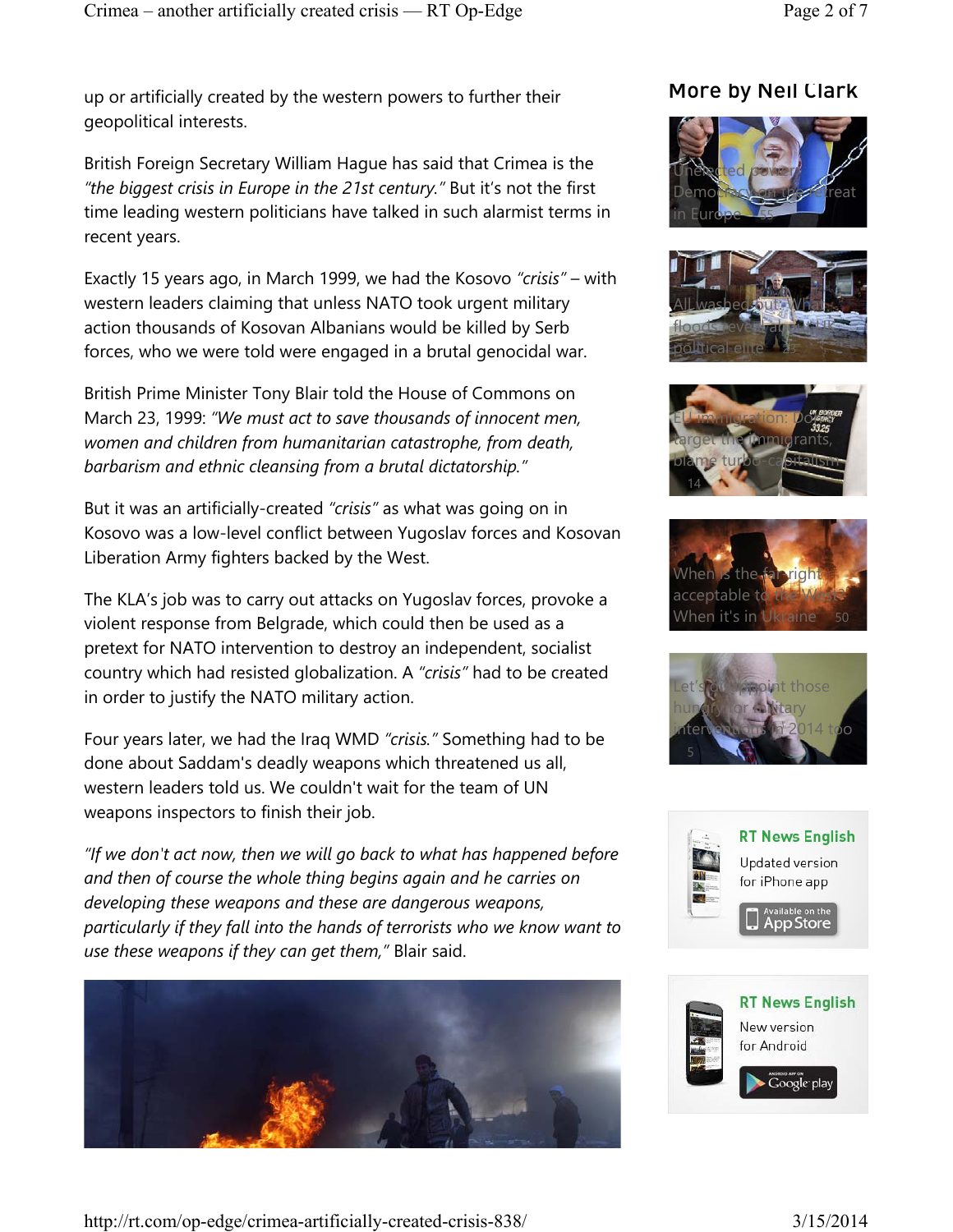up or artificially created by the western powers to further their geopolitical interests.

British Foreign Secretary William Hague has said that Crimea is the *"the biggest crisis in Europe in the 21st century."* But it's not the first time leading western politicians have talked in such alarmist terms in recent years.

Exactly 15 years ago, in March 1999, we had the Kosovo *"crisis"* – with western leaders claiming that unless NATO took urgent military action thousands of Kosovan Albanians would be killed by Serb forces, who we were told were engaged in a brutal genocidal war.

British Prime Minister Tony Blair told the House of Commons on March 23, 1999: *"We must act to save thousands of innocent men, women and children from humanitarian catastrophe, from death, barbarism and ethnic cleansing from a brutal dictatorship."*

But it was an artificially-created *"crisis"* as what was going on in Kosovo was a low-level conflict between Yugoslav forces and Kosovan Liberation Army fighters backed by the West.

The KLA's job was to carry out attacks on Yugoslav forces, provoke a violent response from Belgrade, which could then be used as a pretext for NATO intervention to destroy an independent, socialist country which had resisted globalization. A *"crisis"* had to be created in order to justify the NATO military action.

Four years later, we had the Iraq WMD *"crisis."* Something had to be done about Saddam's deadly weapons which threatened us all, western leaders told us. We couldn't wait for the team of UN weapons inspectors to finish their job.

*"If we don't act now, then we will go back to what has happened before and then of course the whole thing begins again and he carries on developing these weapons and these are dangerous weapons, particularly if they fall into the hands of terrorists who we know want to use these weapons if they can get them,"* Blair said.

## More by Neil Clark

- Unelected power: Democracy on the retreat in Europe 55
- All washed out: Why floods reveal all about the political elite 43
- EU immigration: Don't target the immigrants, blame turbo-capitalism 14
- When is the far right acceptable to the West? When it's in Ukraine 50
- Let's disappoint those hungry for military interventions in 2014 too 5

**RT News English**
Updated version for iPhone app
Available on the App Store

**RT News English**
New version for Android
Google play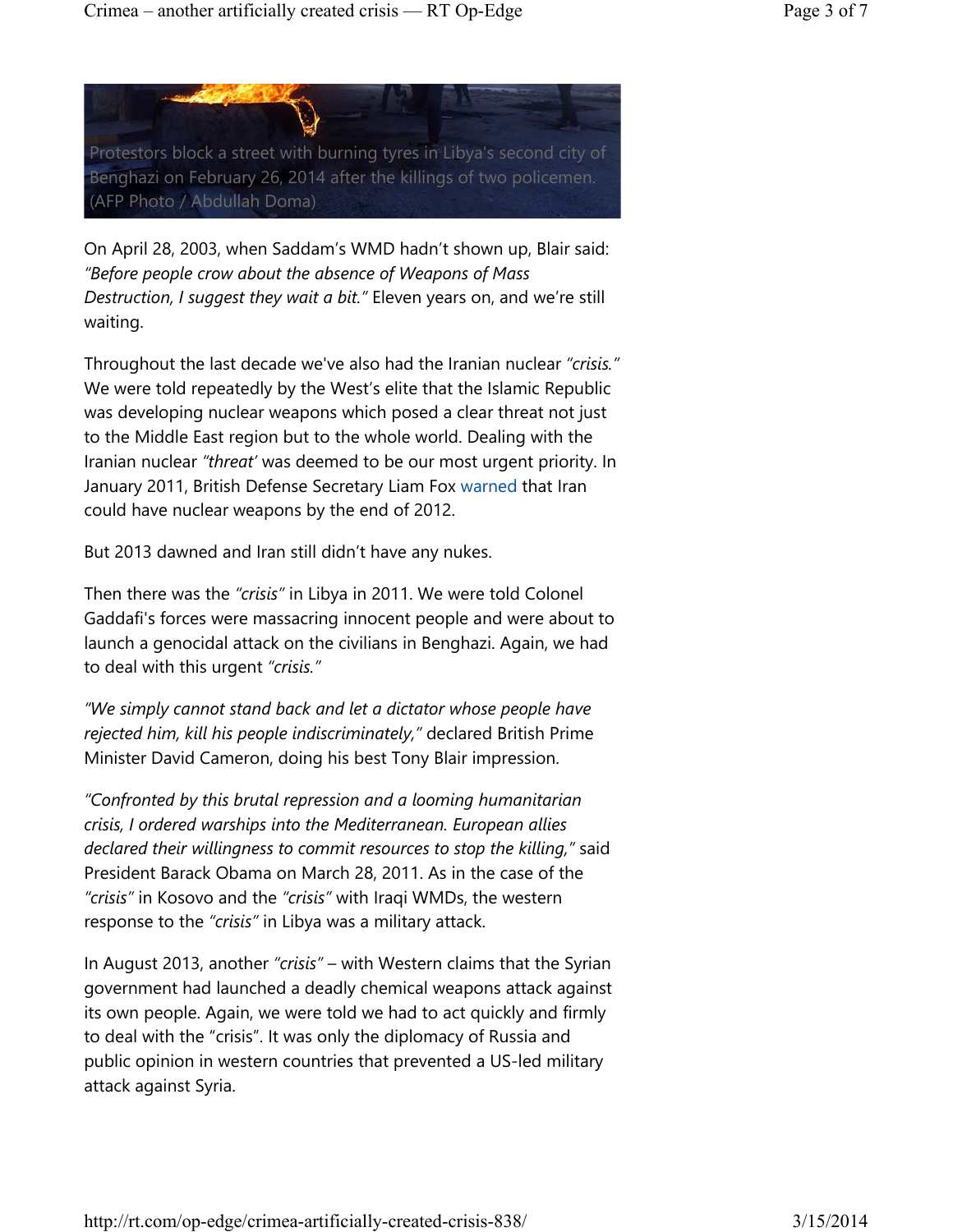Protestors block a street with burning tyres in Libya's second city of Benghazi on February 26, 2014 after the killings of two policemen. (AFP Photo / Abdullah Doma)

On April 28, 2003, when Saddam's WMD hadn't shown up, Blair said: *"Before people crow about the absence of Weapons of Mass Destruction, I suggest they wait a bit."* Eleven years on, and we're still waiting.

Throughout the last decade we've also had the Iranian nuclear *"crisis."* We were told repeatedly by the West's elite that the Islamic Republic was developing nuclear weapons which posed a clear threat not just to the Middle East region but to the whole world. Dealing with the Iranian nuclear *"threat'* was deemed to be our most urgent priority. In January 2011, British Defense Secretary Liam Fox warned that Iran could have nuclear weapons by the end of 2012.

But 2013 dawned and Iran still didn't have any nukes.

Then there was the *"crisis"* in Libya in 2011. We were told Colonel Gaddafi's forces were massacring innocent people and were about to launch a genocidal attack on the civilians in Benghazi. Again, we had to deal with this urgent *"crisis."*

*"We simply cannot stand back and let a dictator whose people have rejected him, kill his people indiscriminately,"* declared British Prime Minister David Cameron, doing his best Tony Blair impression.

*"Confronted by this brutal repression and a looming humanitarian crisis, I ordered warships into the Mediterranean. European allies declared their willingness to commit resources to stop the killing,"* said President Barack Obama on March 28, 2011. As in the case of the *"crisis"* in Kosovo and the *"crisis"* with Iraqi WMDs, the western response to the *"crisis"* in Libya was a military attack.

In August 2013, another *"crisis"* – with Western claims that the Syrian government had launched a deadly chemical weapons attack against its own people. Again, we were told we had to act quickly and firmly to deal with the "crisis". It was only the diplomacy of Russia and public opinion in western countries that prevented a US-led military attack against Syria.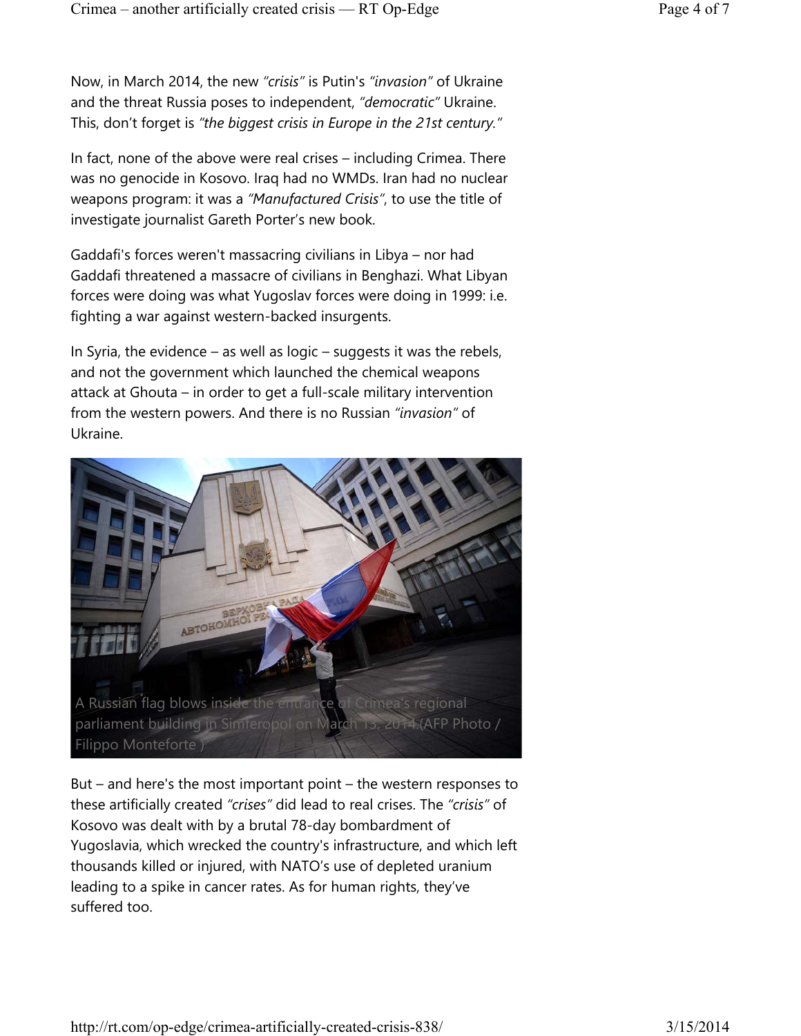Now, in March 2014, the new *"crisis"* is Putin's *"invasion"* of Ukraine and the threat Russia poses to independent, *"democratic"* Ukraine. This, don't forget is *"the biggest crisis in Europe in the 21st century."*

In fact, none of the above were real crises – including Crimea. There was no genocide in Kosovo. Iraq had no WMDs. Iran had no nuclear weapons program: it was a *"Manufactured Crisis"*, to use the title of investigate journalist Gareth Porter's new book.

Gaddafi's forces weren't massacring civilians in Libya – nor had Gaddafi threatened a massacre of civilians in Benghazi. What Libyan forces were doing was what Yugoslav forces were doing in 1999: i.e. fighting a war against western-backed insurgents.

In Syria, the evidence – as well as logic – suggests it was the rebels, and not the government which launched the chemical weapons attack at Ghouta – in order to get a full-scale military intervention from the western powers. And there is no Russian *"invasion"* of Ukraine.

A Russian flag blows inside the entrance of Crimea's regional parliament building in Simferopol on March 13, 2014.(AFP Photo / Filippo Monteforte )

But – and here's the most important point – the western responses to these artificially created *"crises"* did lead to real crises. The *"crisis"* of Kosovo was dealt with by a brutal 78-day bombardment of Yugoslavia, which wrecked the country's infrastructure, and which left thousands killed or injured, with NATO's use of depleted uranium leading to a spike in cancer rates. As for human rights, they've suffered too.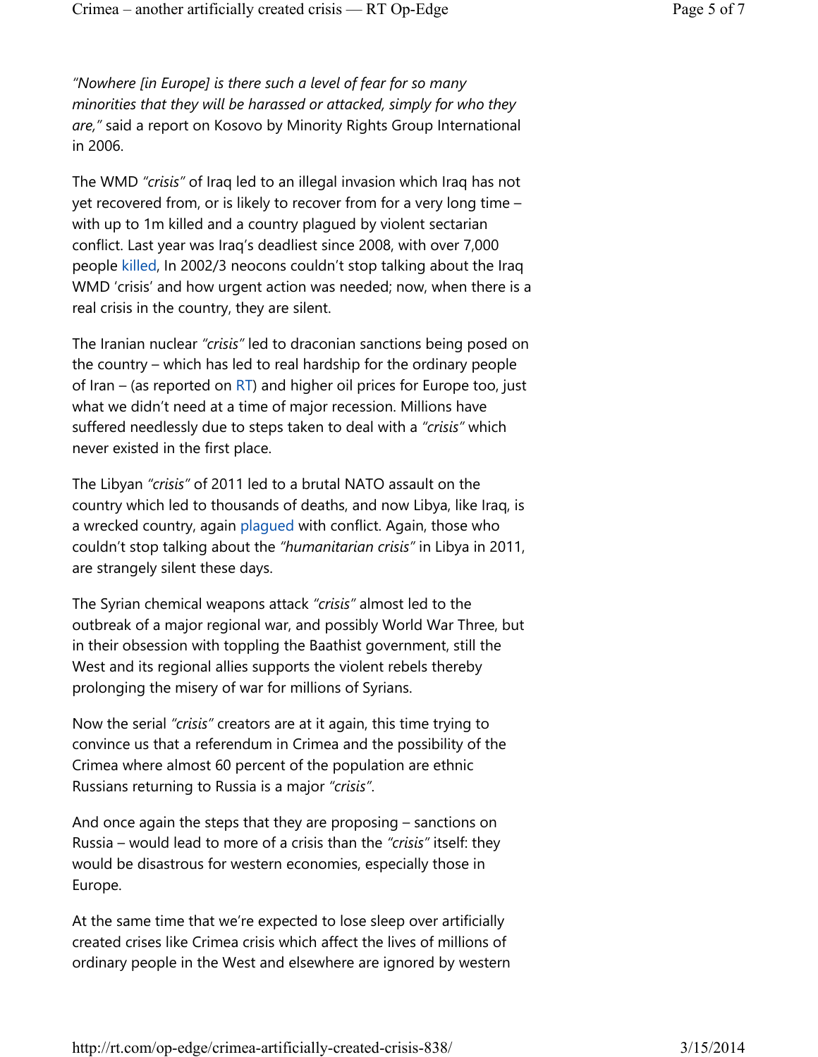*"Nowhere [in Europe] is there such a level of fear for so many minorities that they will be harassed or attacked, simply for who they are,"* said a report on Kosovo by Minority Rights Group International in 2006.

The WMD *"crisis"* of Iraq led to an illegal invasion which Iraq has not yet recovered from, or is likely to recover from for a very long time – with up to 1m killed and a country plagued by violent sectarian conflict. Last year was Iraq's deadliest since 2008, with over 7,000 people killed, In 2002/3 neocons couldn't stop talking about the Iraq WMD 'crisis' and how urgent action was needed; now, when there is a real crisis in the country, they are silent.

The Iranian nuclear *"crisis"* led to draconian sanctions being posed on the country – which has led to real hardship for the ordinary people of Iran – (as reported on RT) and higher oil prices for Europe too, just what we didn't need at a time of major recession. Millions have suffered needlessly due to steps taken to deal with a *"crisis"* which never existed in the first place.

The Libyan *"crisis"* of 2011 led to a brutal NATO assault on the country which led to thousands of deaths, and now Libya, like Iraq, is a wrecked country, again plagued with conflict. Again, those who couldn't stop talking about the *"humanitarian crisis"* in Libya in 2011, are strangely silent these days.

The Syrian chemical weapons attack *"crisis"* almost led to the outbreak of a major regional war, and possibly World War Three, but in their obsession with toppling the Baathist government, still the West and its regional allies supports the violent rebels thereby prolonging the misery of war for millions of Syrians.

Now the serial *"crisis"* creators are at it again, this time trying to convince us that a referendum in Crimea and the possibility of the Crimea where almost 60 percent of the population are ethnic Russians returning to Russia is a major *"crisis"*.

And once again the steps that they are proposing – sanctions on Russia – would lead to more of a crisis than the *"crisis"* itself: they would be disastrous for western economies, especially those in Europe.

At the same time that we're expected to lose sleep over artificially created crises like Crimea crisis which affect the lives of millions of ordinary people in the West and elsewhere are ignored by western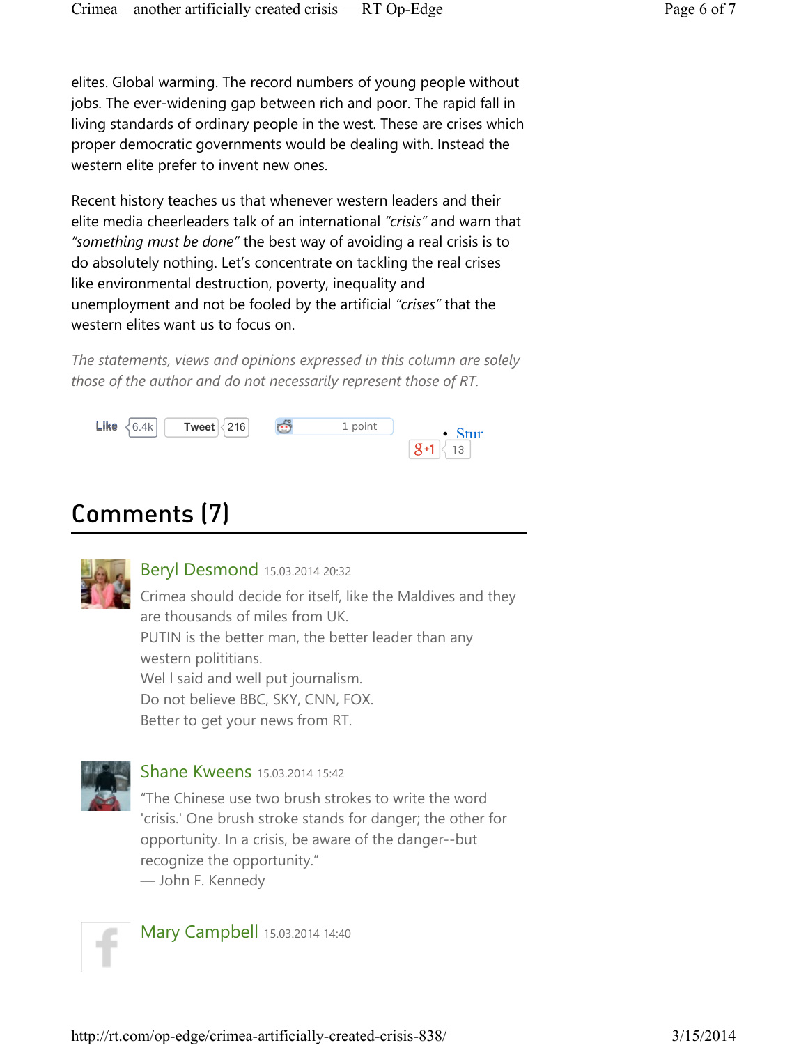elites. Global warming. The record numbers of young people without jobs. The ever-widening gap between rich and poor. The rapid fall in living standards of ordinary people in the west. These are crises which proper democratic governments would be dealing with. Instead the western elite prefer to invent new ones.

Recent history teaches us that whenever western leaders and their elite media cheerleaders talk of an international *"crisis"* and warn that *"something must be done"* the best way of avoiding a real crisis is to do absolutely nothing. Let's concentrate on tackling the real crises like environmental destruction, poverty, inequality and unemployment and not be fooled by the artificial *"crises"* that the western elites want us to focus on.

*The statements, views and opinions expressed in this column are solely those of the author and do not necessarily represent those of RT.*

Like 6.4k Tweet 216 1 point

- Stun

+1 13

## Comments (7)

**Beryl Desmond** 15.03.2014 20:32

Crimea should decide for itself, like the Maldives and they are thousands of miles from UK.
PUTIN is the better man, the better leader than any western polititians.
Wel l said and well put journalism.
Do not believe BBC, SKY, CNN, FOX.
Better to get your news from RT.

**Shane Kweens** 15.03.2014 15:42

"The Chinese use two brush strokes to write the word 'crisis.' One brush stroke stands for danger; the other for opportunity. In a crisis, be aware of the danger--but recognize the opportunity."
— John F. Kennedy

**Mary Campbell** 15.03.2014 14:40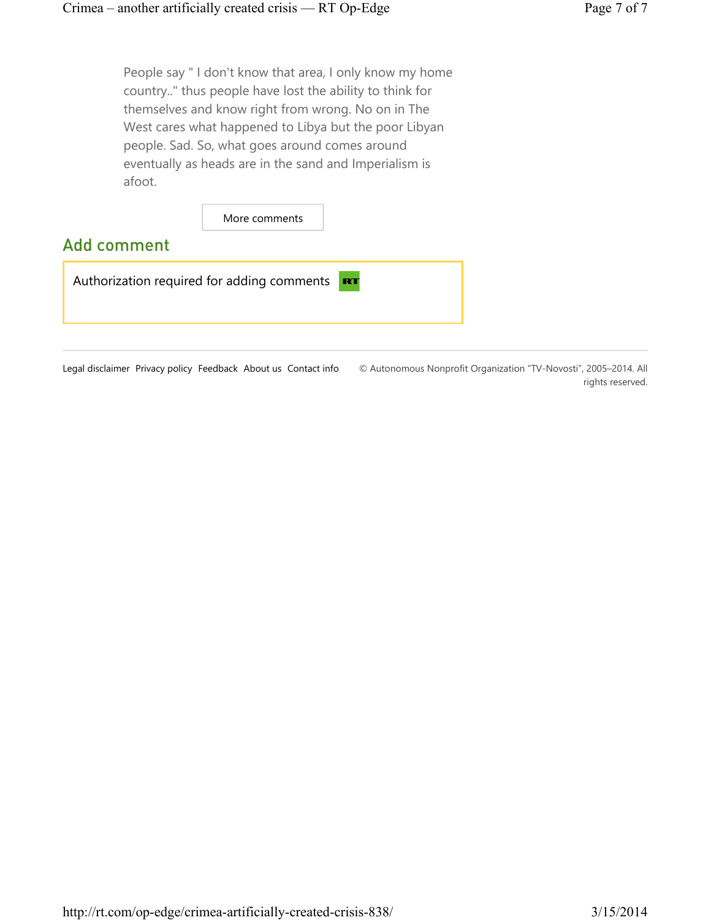People say " I don't know that area, I only know my home country.." thus people have lost the ability to think for themselves and know right from wrong. No on in The West cares what happened to Libya but the poor Libyan people. Sad. So, what goes around comes around eventually as heads are in the sand and Imperialism is afoot.

More comments

## Add comment

Authorization required for adding comments

Legal disclaimer Privacy policy Feedback About us Contact info

© Autonomous Nonprofit Organization "TV-Novosti", 2005–2014. All rights reserved.